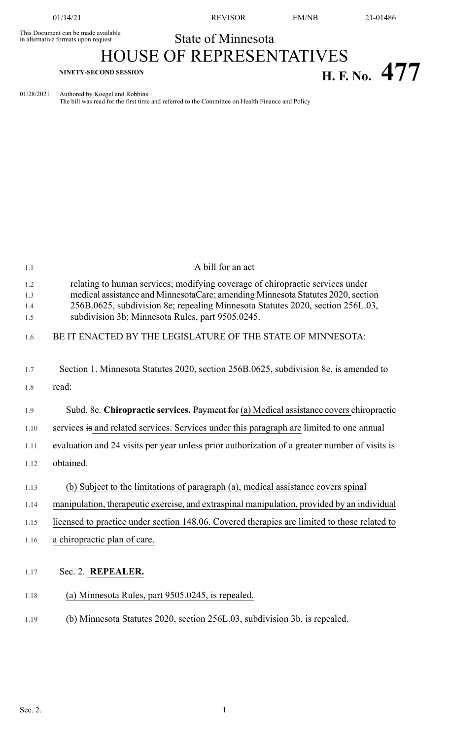This Document can be made available in alternative formats upon request

State of Minnesota

# HOUSE OF REPRESENTATIVES

**NINETY-SECOND SESSION**

# H. F. No. 477

01/28/2021 Authored by Koegel and Robbins

The bill was read for the first time and referred to the Committee on Health Finance and Policy

A bill for an act

relating to human services; modifying coverage of chiropractic services under medical assistance and MinnesotaCare; amending Minnesota Statutes 2020, section 256B.0625, subdivision 8e; repealing Minnesota Statutes 2020, section 256L.03, subdivision 3b; Minnesota Rules, part 9505.0245.

BE IT ENACTED BY THE LEGISLATURE OF THE STATE OF MINNESOTA:

Section 1. Minnesota Statutes 2020, section 256B.0625, subdivision 8e, is amended to read:

Subd. 8e. **Chiropractic services.** ~~Payment for~~ (a) Medical assistance covers chiropractic services ~~is~~ and related services. Services under this paragraph are limited to one annual evaluation and 24 visits per year unless prior authorization of a greater number of visits is obtained.

(b) Subject to the limitations of paragraph (a), medical assistance covers spinal manipulation, therapeutic exercise, and extraspinal manipulation, provided by an individual licensed to practice under section 148.06. Covered therapies are limited to those related to a chiropractic plan of care.

Sec. 2. **REPEALER.**

(a) Minnesota Rules, part 9505.0245, is repealed.

(b) Minnesota Statutes 2020, section 256L.03, subdivision 3b, is repealed.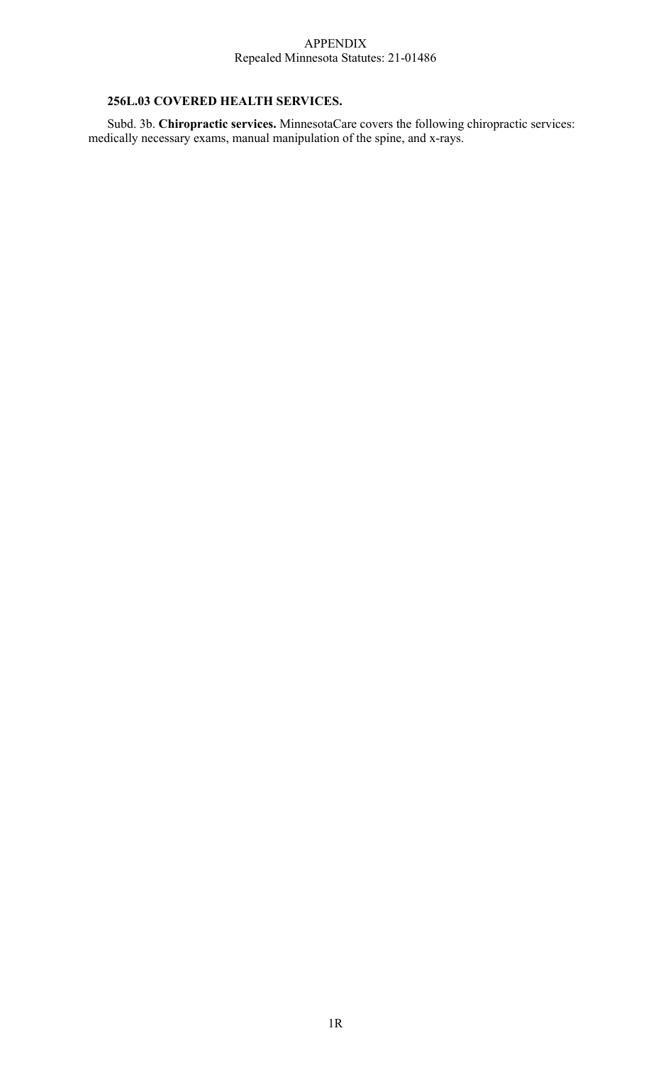APPENDIX
Repealed Minnesota Statutes: 21-01486

**256L.03 COVERED HEALTH SERVICES.**

Subd. 3b. **Chiropractic services.** MinnesotaCare covers the following chiropractic services: medically necessary exams, manual manipulation of the spine, and x-rays.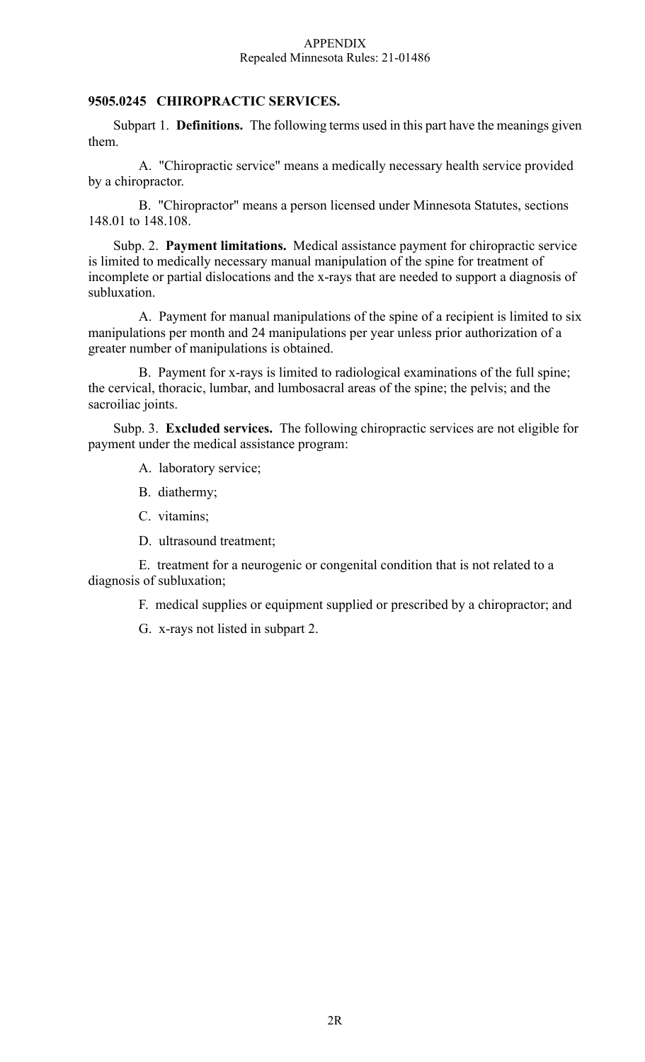APPENDIX
Repealed Minnesota Rules: 21-01486

**9505.0245 CHIROPRACTIC SERVICES.**

Subpart 1. **Definitions.** The following terms used in this part have the meanings given them.

A. "Chiropractic service" means a medically necessary health service provided by a chiropractor.

B. "Chiropractor" means a person licensed under Minnesota Statutes, sections 148.01 to 148.108.

Subp. 2. **Payment limitations.** Medical assistance payment for chiropractic service is limited to medically necessary manual manipulation of the spine for treatment of incomplete or partial dislocations and the x-rays that are needed to support a diagnosis of subluxation.

A. Payment for manual manipulations of the spine of a recipient is limited to six manipulations per month and 24 manipulations per year unless prior authorization of a greater number of manipulations is obtained.

B. Payment for x-rays is limited to radiological examinations of the full spine; the cervical, thoracic, lumbar, and lumbosacral areas of the spine; the pelvis; and the sacroiliac joints.

Subp. 3. **Excluded services.** The following chiropractic services are not eligible for payment under the medical assistance program:

A. laboratory service;

B. diathermy;

C. vitamins;

D. ultrasound treatment;

E. treatment for a neurogenic or congenital condition that is not related to a diagnosis of subluxation;

F. medical supplies or equipment supplied or prescribed by a chiropractor; and

G. x-rays not listed in subpart 2.